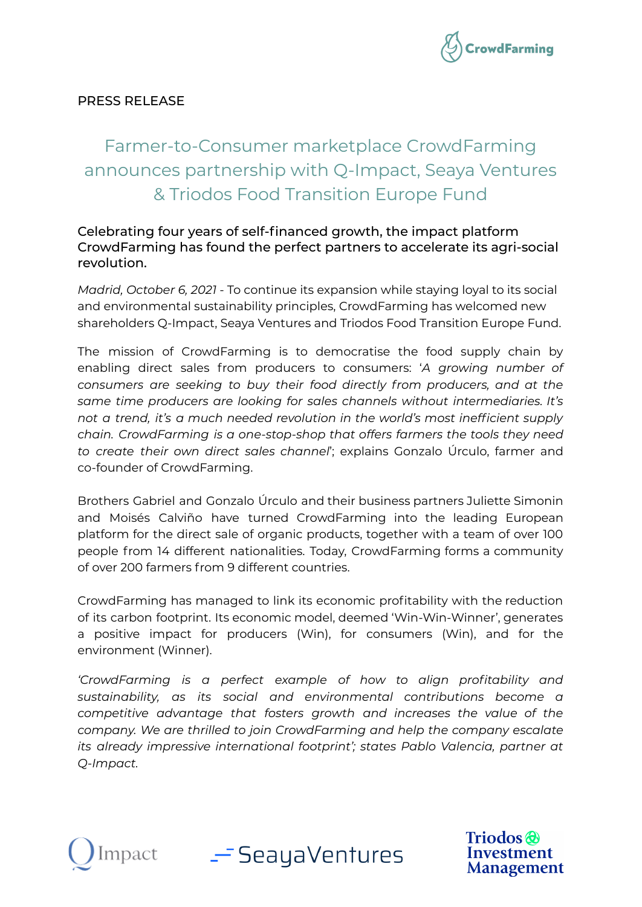PRESS RELEASE

# Farmer-to-Consumer marketplace CrowdFarming announces partnership with Q-Impact, Seaya Ventures & Triodos Food Transition Europe Fund

**Celebrating four years of self-financed growth, the impact platform CrowdFarming has found the perfect partners to accelerate its agri-social revolution.**

*Madrid, October 6, 2021* - To continue its expansion while staying loyal to its social and environmental sustainability principles, CrowdFarming has welcomed new shareholders Q-Impact, Seaya Ventures and Triodos Food Transition Europe Fund.

The mission of CrowdFarming is to democratise the food supply chain by enabling direct sales from producers to consumers: '*A growing number of consumers are seeking to buy their food directly from producers, and at the same time producers are looking for sales channels without intermediaries. It's not a trend, it's a much needed revolution in the world's most inefficient supply chain. CrowdFarming is a one-stop-shop that offers farmers the tools they need to create their own direct sales channel*'; explains Gonzalo Úrculo, farmer and co-founder of CrowdFarming.

Brothers Gabriel and Gonzalo Úrculo and their business partners Juliette Simonin and Moisés Calviño have turned CrowdFarming into the leading European platform for the direct sale of organic products, together with a team of over 100 people from 14 different nationalities. Today, CrowdFarming forms a community of over 200 farmers from 9 different countries.

CrowdFarming has managed to link its economic profitability with the reduction of its carbon footprint. Its economic model, deemed 'Win-Win-Winner', generates a positive impact for producers (Win), for consumers (Win), and for the environment (Winner).

*'CrowdFarming is a perfect example of how to align profitability and sustainability, as its social and environmental contributions become a competitive advantage that fosters growth and increases the value of the company. We are thrilled to join CrowdFarming and help the company escalate its already impressive international footprint'; states Pablo Valencia, partner at Q-Impact.*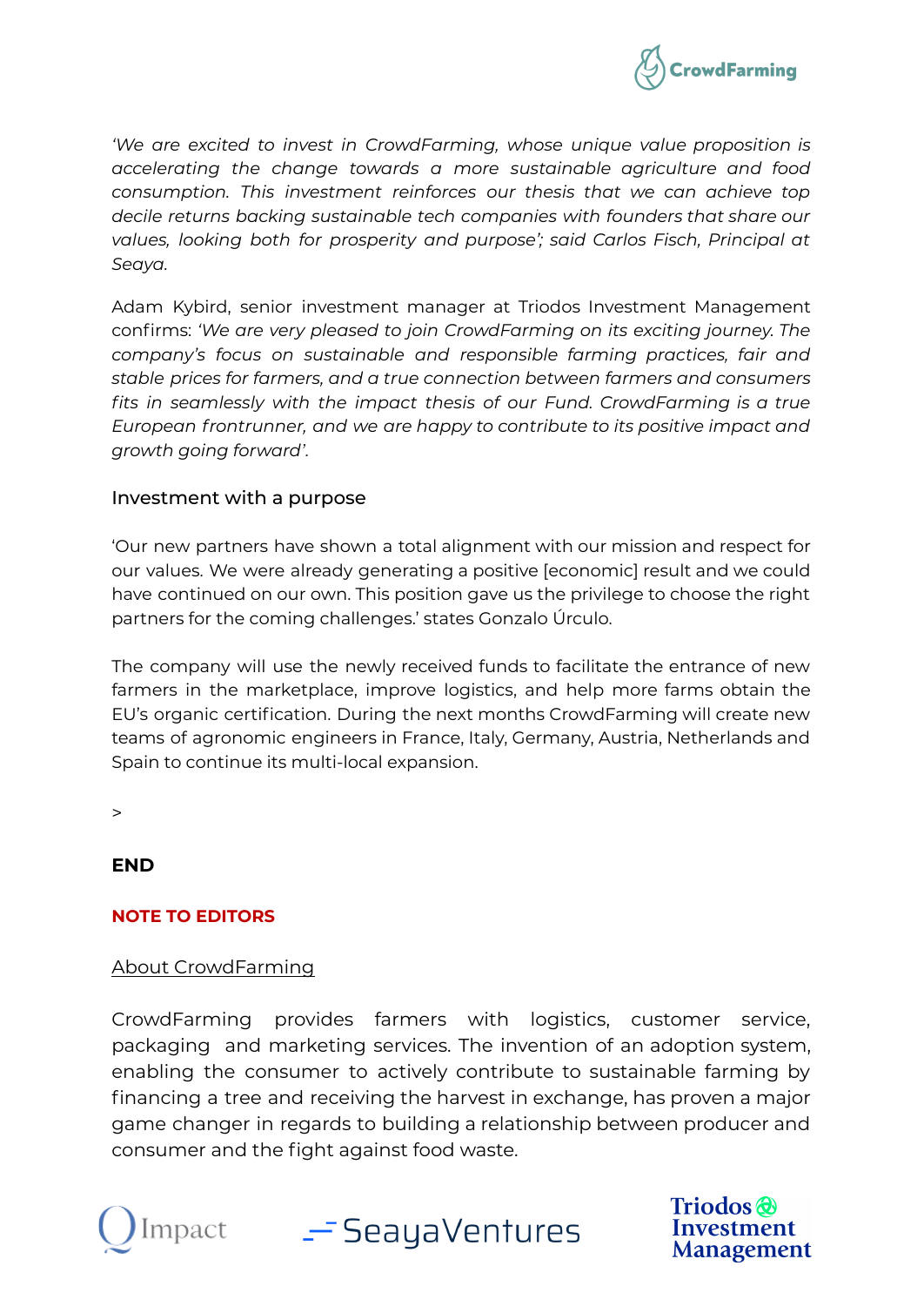*'We are excited to invest in CrowdFarming, whose unique value proposition is accelerating the change towards a more sustainable agriculture and food consumption. This investment reinforces our thesis that we can achieve top decile returns backing sustainable tech companies with founders that share our values, looking both for prosperity and purpose'; said Carlos Fisch, Principal at Seaya.*

Adam Kybird, senior investment manager at Triodos Investment Management confirms: *'We are very pleased to join CrowdFarming on its exciting journey. The company's focus on sustainable and responsible farming practices, fair and stable prices for farmers, and a true connection between farmers and consumers fits in seamlessly with the impact thesis of our Fund. CrowdFarming is a true European frontrunner, and we are happy to contribute to its positive impact and growth going forward'.*

### Investment with a purpose

'Our new partners have shown a total alignment with our mission and respect for our values. We were already generating a positive [economic] result and we could have continued on our own. This position gave us the privilege to choose the right partners for the coming challenges.' states Gonzalo Úrculo.

The company will use the newly received funds to facilitate the entrance of new farmers in the marketplace, improve logistics, and help more farms obtain the EU's organic certification. During the next months CrowdFarming will create new teams of agronomic engineers in France, Italy, Germany, Austria, Netherlands and Spain to continue its multi-local expansion.

>

**END**

**NOTE TO EDITORS**

About CrowdFarming

CrowdFarming provides farmers with logistics, customer service, packaging and marketing services. The invention of an adoption system, enabling the consumer to actively contribute to sustainable farming by financing a tree and receiving the harvest in exchange, has proven a major game changer in regards to building a relationship between producer and consumer and the fight against food waste.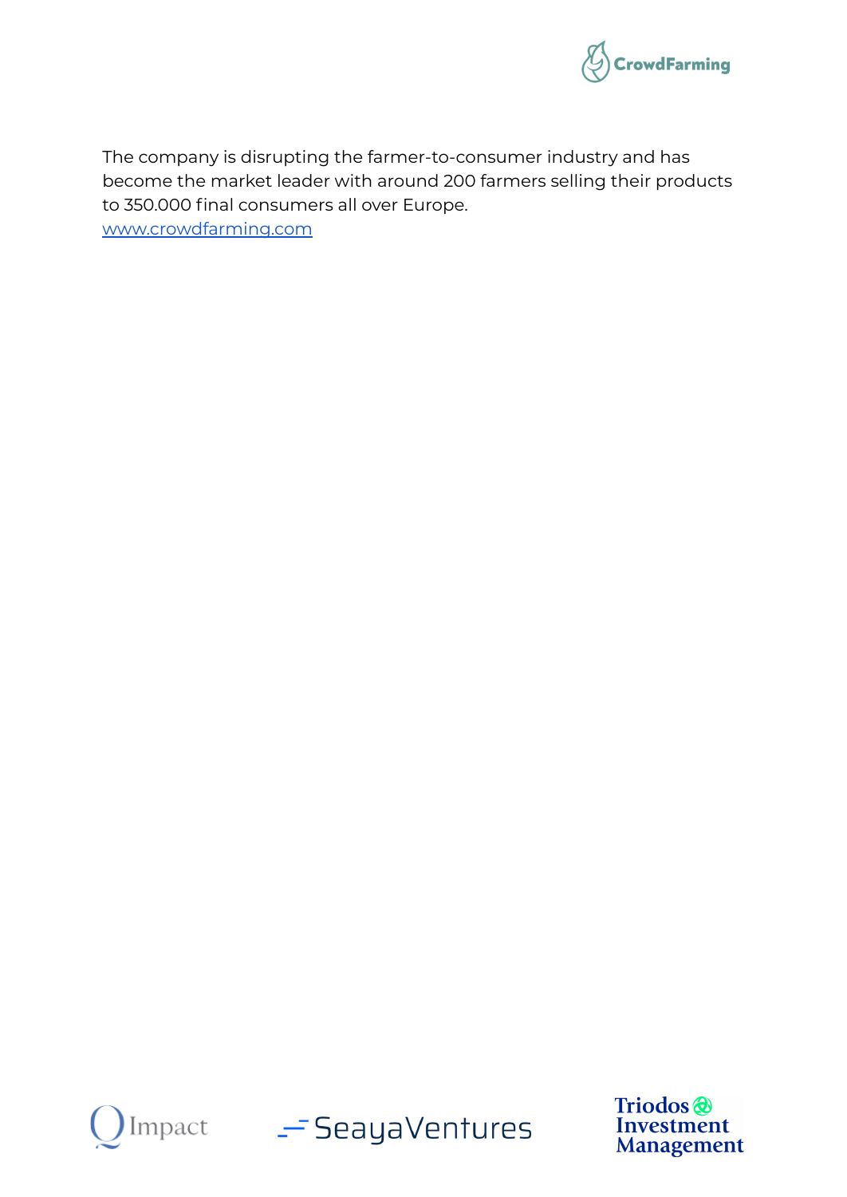The company is disrupting the farmer-to-consumer industry and has become the market leader with around 200 farmers selling their products to 350.000 final consumers all over Europe.
[www.crowdfarming.com](http://www.crowdfarming.com)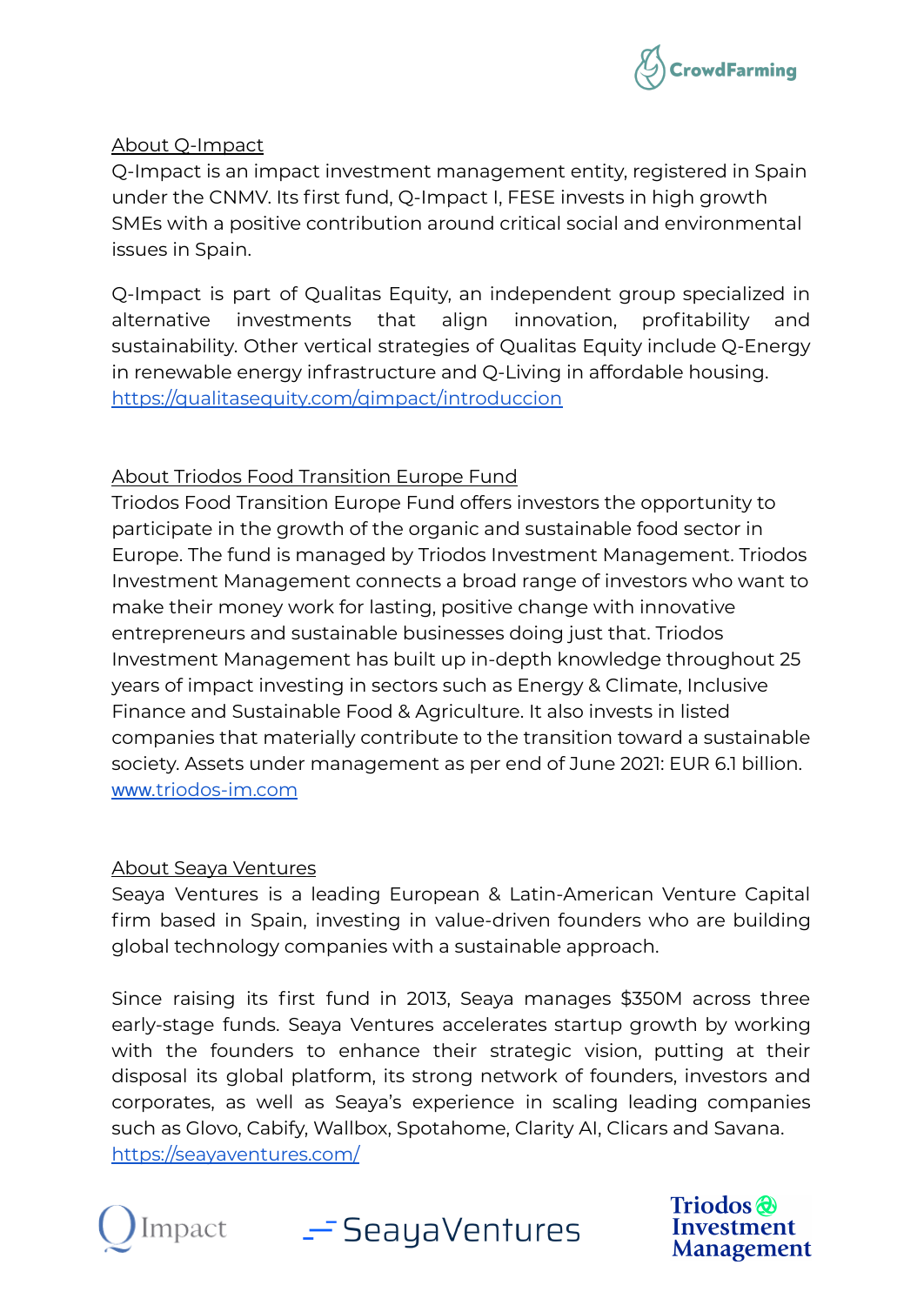About Q-Impact

Q-Impact is an impact investment management entity, registered in Spain under the CNMV. Its first fund, Q-Impact I, FESE invests in high growth SMEs with a positive contribution around critical social and environmental issues in Spain.

Q-Impact is part of Qualitas Equity, an independent group specialized in alternative investments that align innovation, profitability and sustainability. Other vertical strategies of Qualitas Equity include Q-Energy in renewable energy infrastructure and Q-Living in affordable housing.
https://qualitasequity.com/qimpact/introduccion

About Triodos Food Transition Europe Fund

Triodos Food Transition Europe Fund offers investors the opportunity to participate in the growth of the organic and sustainable food sector in Europe. The fund is managed by Triodos Investment Management. Triodos Investment Management connects a broad range of investors who want to make their money work for lasting, positive change with innovative entrepreneurs and sustainable businesses doing just that. Triodos Investment Management has built up in-depth knowledge throughout 25 years of impact investing in sectors such as Energy & Climate, Inclusive Finance and Sustainable Food & Agriculture. It also invests in listed companies that materially contribute to the transition toward a sustainable society. Assets under management as per end of June 2021: EUR 6.1 billion.
www.triodos-im.com

About Seaya Ventures

Seaya Ventures is a leading European & Latin-American Venture Capital firm based in Spain, investing in value-driven founders who are building global technology companies with a sustainable approach.

Since raising its first fund in 2013, Seaya manages $350M across three early-stage funds. Seaya Ventures accelerates startup growth by working with the founders to enhance their strategic vision, putting at their disposal its global platform, its strong network of founders, investors and corporates, as well as Seaya's experience in scaling leading companies such as Glovo, Cabify, Wallbox, Spotahome, Clarity AI, Clicars and Savana.
https://seayaventures.com/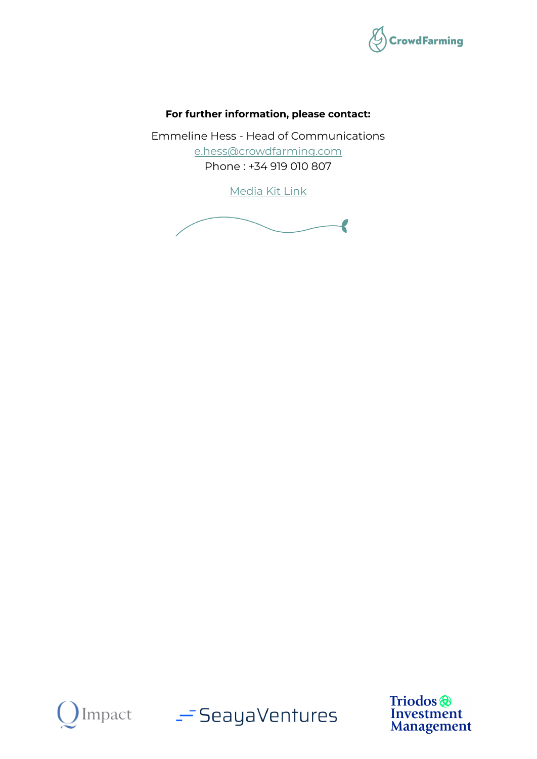**For further information, please contact:**

Emmeline Hess - Head of Communications
e.hess@crowdfarming.com
Phone : +34 919 010 807

Media Kit Link